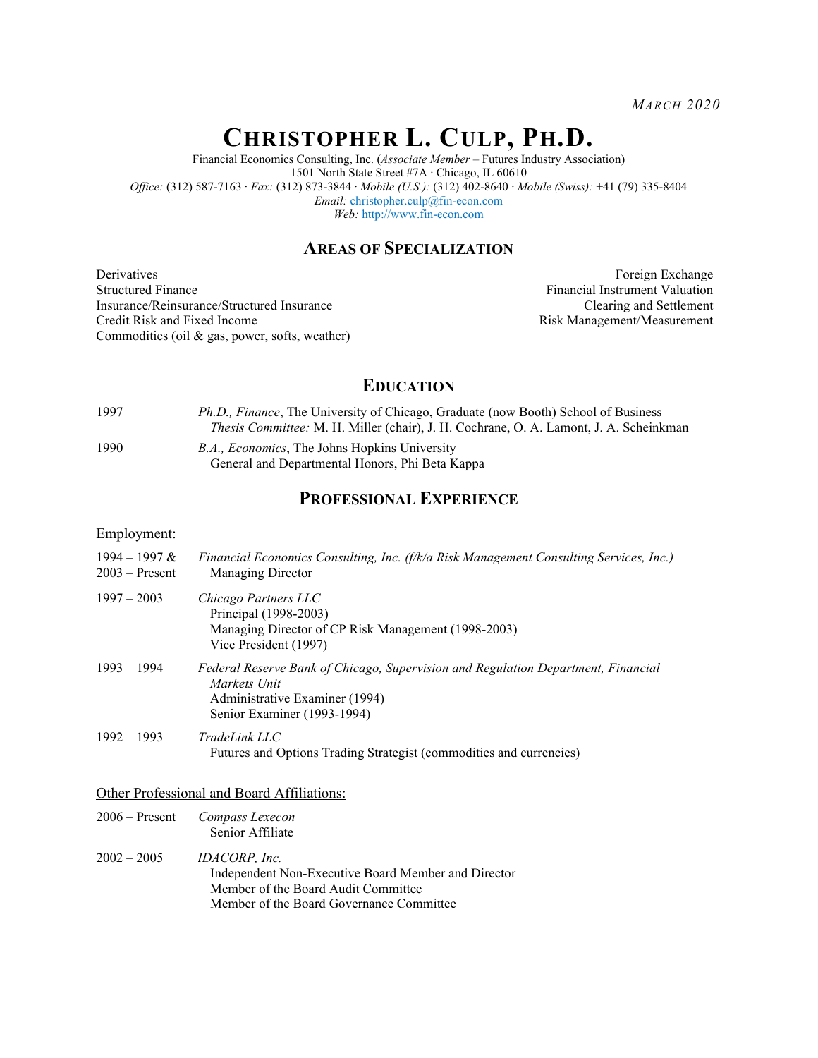*MARCH 2020*

# CHRISTOPHER L. CULP, PH.D.

Financial Economics Consulting, Inc. (*Associate Member* – Futures Industry Association)
1501 North State Street #7A · Chicago, IL 60610
*Office:* (312) 587-7163 · *Fax:* (312) 873-3844 · *Mobile (U.S.):* (312) 402-8640 · *Mobile (Swiss):* +41 (79) 335-8404
*Email:* christopher.culp@fin-econ.com
*Web:* http://www.fin-econ.com

## AREAS OF SPECIALIZATION

- Derivatives
- Structured Finance
- Insurance/Reinsurance/Structured Insurance
- Credit Risk and Fixed Income
- Commodities (oil & gas, power, softs, weather)
- Foreign Exchange
- Financial Instrument Valuation
- Clearing and Settlement
- Risk Management/Measurement

## EDUCATION

1997 — *Ph.D., Finance*, The University of Chicago, Graduate (now Booth) School of Business
*Thesis Committee:* M. H. Miller (chair), J. H. Cochrane, O. A. Lamont, J. A. Scheinkman

1990 — *B.A., Economics*, The Johns Hopkins University
General and Departmental Honors, Phi Beta Kappa

## PROFESSIONAL EXPERIENCE

### Employment:

1994 – 1997 & 2003 – Present — *Financial Economics Consulting, Inc. (f/k/a Risk Management Consulting Services, Inc.)*
Managing Director

1997 – 2003 — *Chicago Partners LLC*
Principal (1998-2003)
Managing Director of CP Risk Management (1998-2003)
Vice President (1997)

1993 – 1994 — *Federal Reserve Bank of Chicago, Supervision and Regulation Department, Financial Markets Unit*
Administrative Examiner (1994)
Senior Examiner (1993-1994)

1992 – 1993 — *TradeLink LLC*
Futures and Options Trading Strategist (commodities and currencies)

### Other Professional and Board Affiliations:

2006 – Present — *Compass Lexecon*
Senior Affiliate

2002 – 2005 — *IDACORP, Inc.*
Independent Non-Executive Board Member and Director
Member of the Board Audit Committee
Member of the Board Governance Committee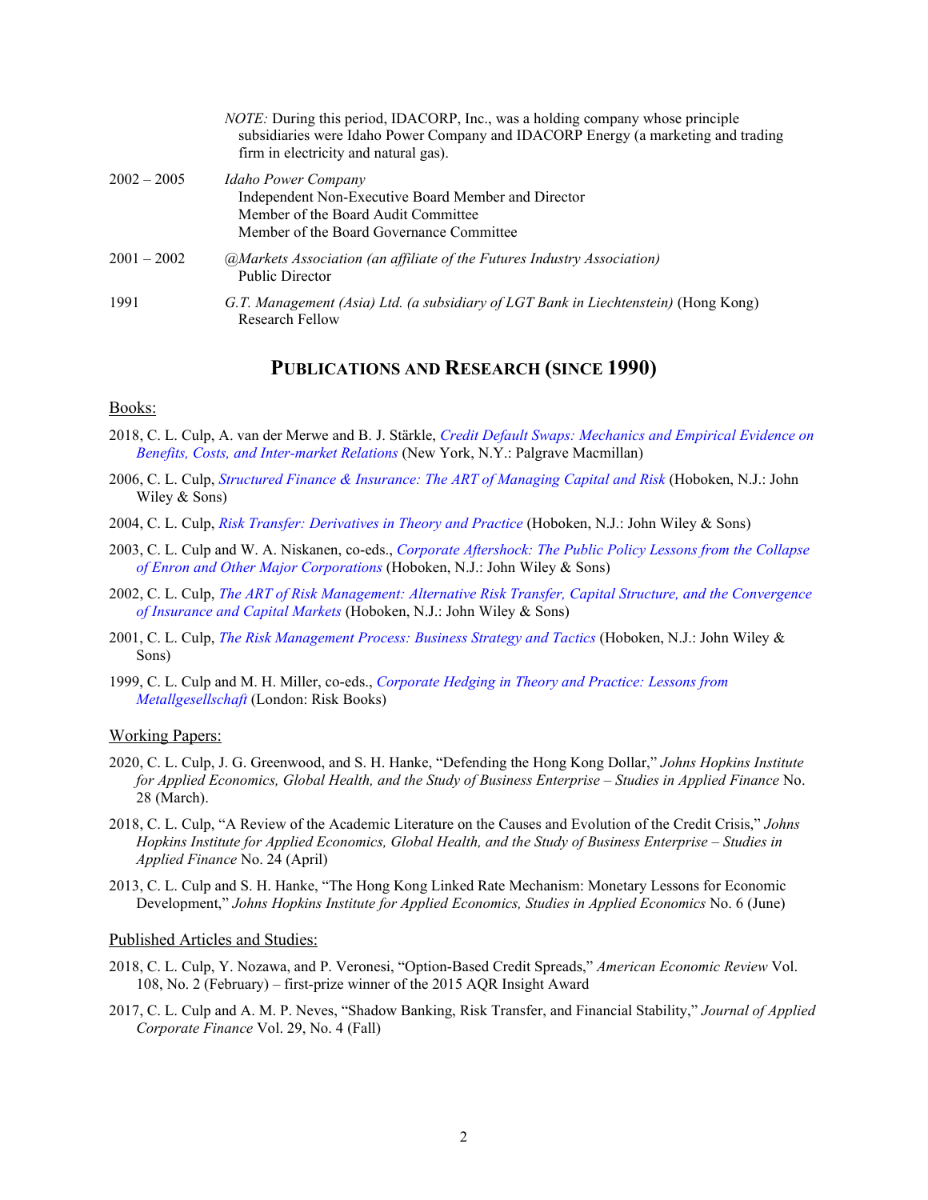| | |
|---|---|
| | *NOTE:* During this period, IDACORP, Inc., was a holding company whose principle subsidiaries were Idaho Power Company and IDACORP Energy (a marketing and trading firm in electricity and natural gas). |
| 2002 – 2005 | *Idaho Power Company*<br>Independent Non-Executive Board Member and Director<br>Member of the Board Audit Committee<br>Member of the Board Governance Committee |
| 2001 – 2002 | *@Markets Association (an affiliate of the Futures Industry Association)*<br>Public Director |
| 1991 | *G.T. Management (Asia) Ltd. (a subsidiary of LGT Bank in Liechtenstein)* (Hong Kong)<br>Research Fellow |

## PUBLICATIONS AND RESEARCH (SINCE 1990)

### Books:

2018, C. L. Culp, A. van der Merwe and B. J. Stärkle, *Credit Default Swaps: Mechanics and Empirical Evidence on Benefits, Costs, and Inter-market Relations* (New York, N.Y.: Palgrave Macmillan)

2006, C. L. Culp, *Structured Finance & Insurance: The ART of Managing Capital and Risk* (Hoboken, N.J.: John Wiley & Sons)

2004, C. L. Culp, *Risk Transfer: Derivatives in Theory and Practice* (Hoboken, N.J.: John Wiley & Sons)

2003, C. L. Culp and W. A. Niskanen, co-eds., *Corporate Aftershock: The Public Policy Lessons from the Collapse of Enron and Other Major Corporations* (Hoboken, N.J.: John Wiley & Sons)

2002, C. L. Culp, *The ART of Risk Management: Alternative Risk Transfer, Capital Structure, and the Convergence of Insurance and Capital Markets* (Hoboken, N.J.: John Wiley & Sons)

2001, C. L. Culp, *The Risk Management Process: Business Strategy and Tactics* (Hoboken, N.J.: John Wiley & Sons)

1999, C. L. Culp and M. H. Miller, co-eds., *Corporate Hedging in Theory and Practice: Lessons from Metallgesellschaft* (London: Risk Books)

### Working Papers:

2020, C. L. Culp, J. G. Greenwood, and S. H. Hanke, "Defending the Hong Kong Dollar," *Johns Hopkins Institute for Applied Economics, Global Health, and the Study of Business Enterprise – Studies in Applied Finance* No. 28 (March).

2018, C. L. Culp, "A Review of the Academic Literature on the Causes and Evolution of the Credit Crisis," *Johns Hopkins Institute for Applied Economics, Global Health, and the Study of Business Enterprise – Studies in Applied Finance* No. 24 (April)

2013, C. L. Culp and S. H. Hanke, "The Hong Kong Linked Rate Mechanism: Monetary Lessons for Economic Development," *Johns Hopkins Institute for Applied Economics, Studies in Applied Economics* No. 6 (June)

### Published Articles and Studies:

2018, C. L. Culp, Y. Nozawa, and P. Veronesi, "Option-Based Credit Spreads," *American Economic Review* Vol. 108, No. 2 (February) – first-prize winner of the 2015 AQR Insight Award

2017, C. L. Culp and A. M. P. Neves, "Shadow Banking, Risk Transfer, and Financial Stability," *Journal of Applied Corporate Finance* Vol. 29, No. 4 (Fall)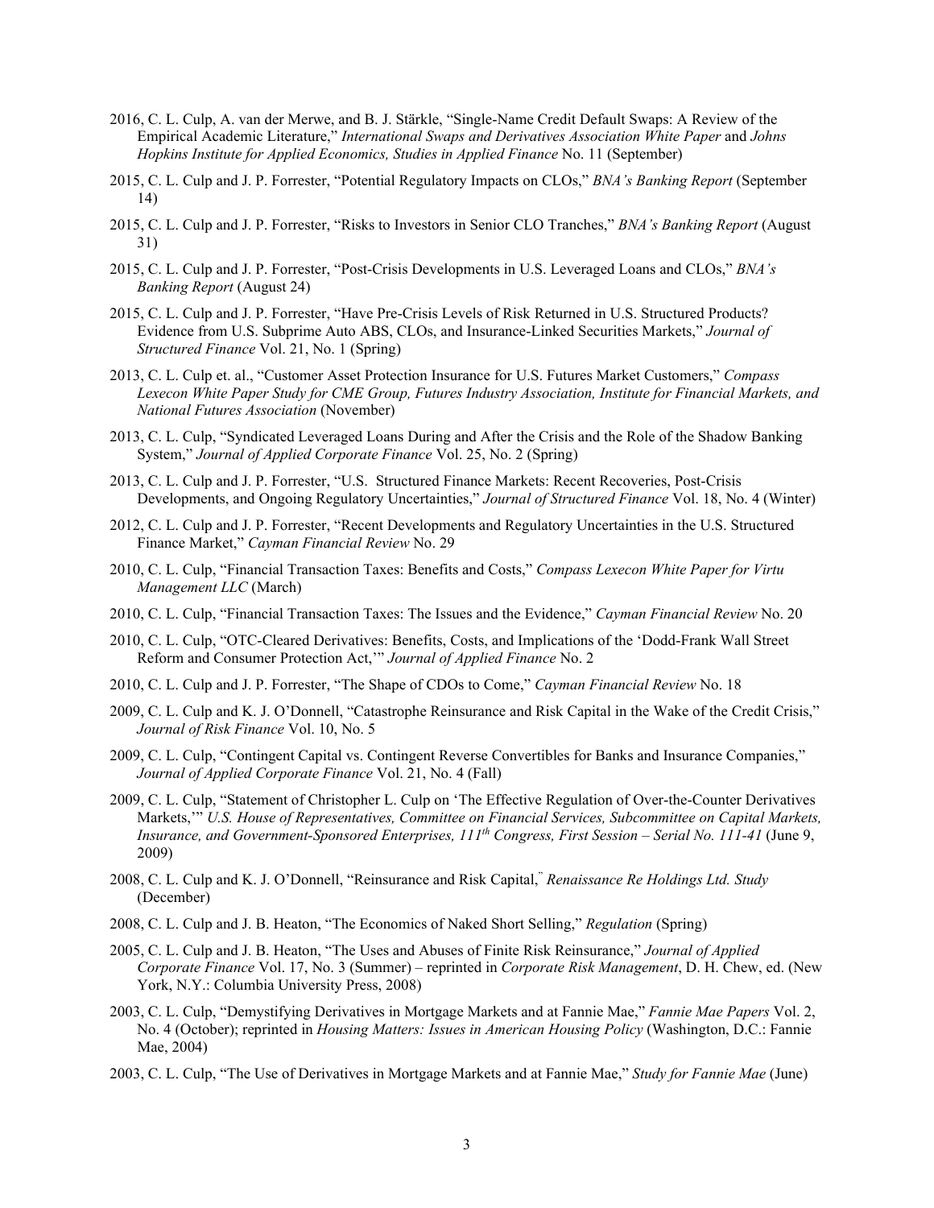2016, C. L. Culp, A. van der Merwe, and B. J. Stärkle, "Single-Name Credit Default Swaps: A Review of the Empirical Academic Literature," *International Swaps and Derivatives Association White Paper* and *Johns Hopkins Institute for Applied Economics, Studies in Applied Finance* No. 11 (September)

2015, C. L. Culp and J. P. Forrester, "Potential Regulatory Impacts on CLOs," *BNA's Banking Report* (September 14)

2015, C. L. Culp and J. P. Forrester, "Risks to Investors in Senior CLO Tranches," *BNA's Banking Report* (August 31)

2015, C. L. Culp and J. P. Forrester, "Post-Crisis Developments in U.S. Leveraged Loans and CLOs," *BNA's Banking Report* (August 24)

2015, C. L. Culp and J. P. Forrester, "Have Pre-Crisis Levels of Risk Returned in U.S. Structured Products? Evidence from U.S. Subprime Auto ABS, CLOs, and Insurance-Linked Securities Markets," *Journal of Structured Finance* Vol. 21, No. 1 (Spring)

2013, C. L. Culp et. al., "Customer Asset Protection Insurance for U.S. Futures Market Customers," *Compass Lexecon White Paper Study for CME Group, Futures Industry Association, Institute for Financial Markets, and National Futures Association* (November)

2013, C. L. Culp, "Syndicated Leveraged Loans During and After the Crisis and the Role of the Shadow Banking System," *Journal of Applied Corporate Finance* Vol. 25, No. 2 (Spring)

2013, C. L. Culp and J. P. Forrester, "U.S. Structured Finance Markets: Recent Recoveries, Post-Crisis Developments, and Ongoing Regulatory Uncertainties," *Journal of Structured Finance* Vol. 18, No. 4 (Winter)

2012, C. L. Culp and J. P. Forrester, "Recent Developments and Regulatory Uncertainties in the U.S. Structured Finance Market," *Cayman Financial Review* No. 29

2010, C. L. Culp, "Financial Transaction Taxes: Benefits and Costs," *Compass Lexecon White Paper for Virtu Management LLC* (March)

2010, C. L. Culp, "Financial Transaction Taxes: The Issues and the Evidence," *Cayman Financial Review* No. 20

2010, C. L. Culp, "OTC-Cleared Derivatives: Benefits, Costs, and Implications of the 'Dodd-Frank Wall Street Reform and Consumer Protection Act,'" *Journal of Applied Finance* No. 2

2010, C. L. Culp and J. P. Forrester, "The Shape of CDOs to Come," *Cayman Financial Review* No. 18

2009, C. L. Culp and K. J. O'Donnell, "Catastrophe Reinsurance and Risk Capital in the Wake of the Credit Crisis," *Journal of Risk Finance* Vol. 10, No. 5

2009, C. L. Culp, "Contingent Capital vs. Contingent Reverse Convertibles for Banks and Insurance Companies," *Journal of Applied Corporate Finance* Vol. 21, No. 4 (Fall)

2009, C. L. Culp, "Statement of Christopher L. Culp on 'The Effective Regulation of Over-the-Counter Derivatives Markets,'" *U.S. House of Representatives, Committee on Financial Services, Subcommittee on Capital Markets, Insurance, and Government-Sponsored Enterprises, 111th Congress, First Session – Serial No. 111-41* (June 9, 2009)

2008, C. L. Culp and K. J. O'Donnell, "Reinsurance and Risk Capital," *Renaissance Re Holdings Ltd. Study* (December)

2008, C. L. Culp and J. B. Heaton, "The Economics of Naked Short Selling," *Regulation* (Spring)

2005, C. L. Culp and J. B. Heaton, "The Uses and Abuses of Finite Risk Reinsurance," *Journal of Applied Corporate Finance* Vol. 17, No. 3 (Summer) – reprinted in *Corporate Risk Management*, D. H. Chew, ed. (New York, N.Y.: Columbia University Press, 2008)

2003, C. L. Culp, "Demystifying Derivatives in Mortgage Markets and at Fannie Mae," *Fannie Mae Papers* Vol. 2, No. 4 (October); reprinted in *Housing Matters: Issues in American Housing Policy* (Washington, D.C.: Fannie Mae, 2004)

2003, C. L. Culp, "The Use of Derivatives in Mortgage Markets and at Fannie Mae," *Study for Fannie Mae* (June)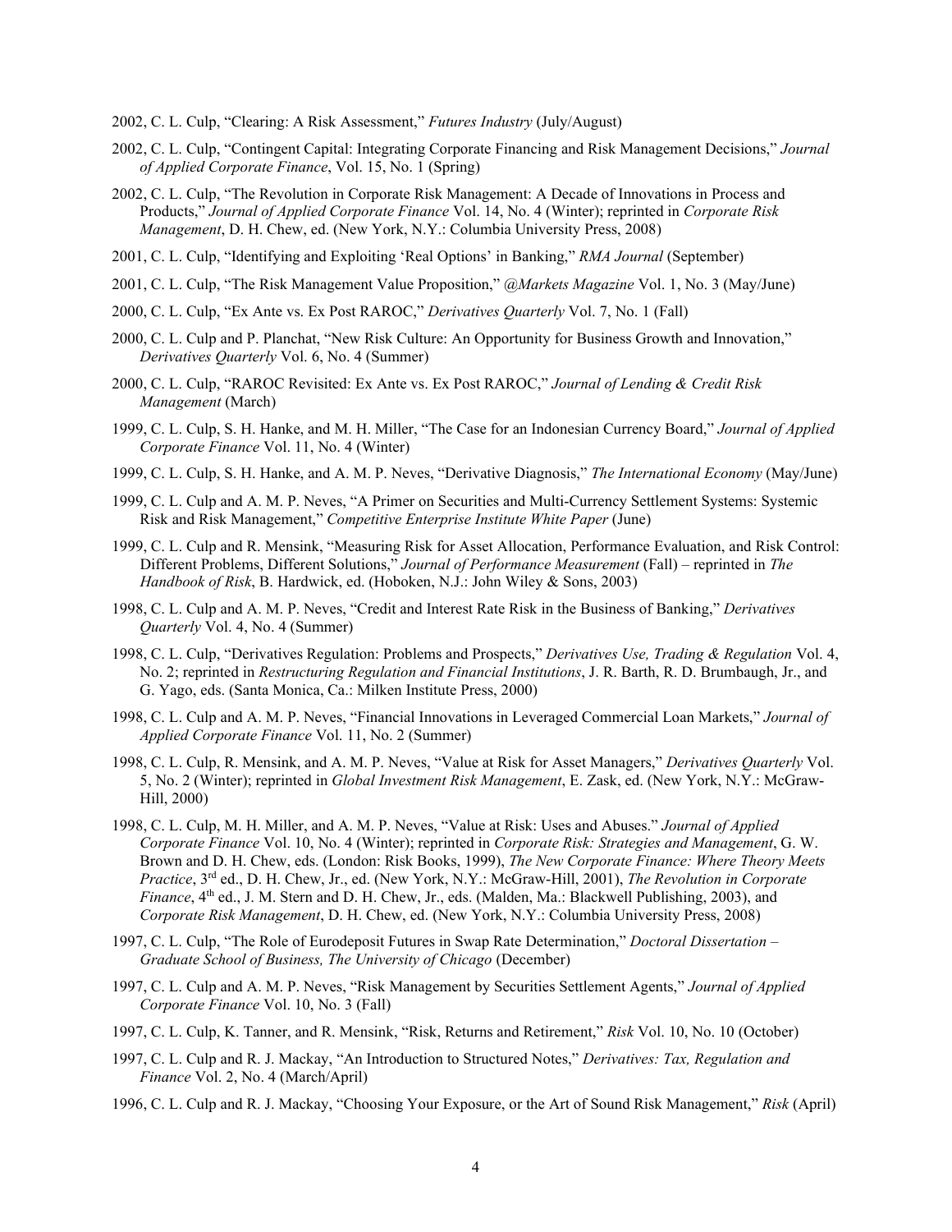2002, C. L. Culp, "Clearing: A Risk Assessment," *Futures Industry* (July/August)

2002, C. L. Culp, "Contingent Capital: Integrating Corporate Financing and Risk Management Decisions," *Journal of Applied Corporate Finance*, Vol. 15, No. 1 (Spring)

2002, C. L. Culp, "The Revolution in Corporate Risk Management: A Decade of Innovations in Process and Products," *Journal of Applied Corporate Finance* Vol. 14, No. 4 (Winter); reprinted in *Corporate Risk Management*, D. H. Chew, ed. (New York, N.Y.: Columbia University Press, 2008)

2001, C. L. Culp, "Identifying and Exploiting 'Real Options' in Banking," *RMA Journal* (September)

2001, C. L. Culp, "The Risk Management Value Proposition," *@Markets Magazine* Vol. 1, No. 3 (May/June)

2000, C. L. Culp, "Ex Ante vs. Ex Post RAROC," *Derivatives Quarterly* Vol. 7, No. 1 (Fall)

2000, C. L. Culp and P. Planchat, "New Risk Culture: An Opportunity for Business Growth and Innovation," *Derivatives Quarterly* Vol. 6, No. 4 (Summer)

2000, C. L. Culp, "RAROC Revisited: Ex Ante vs. Ex Post RAROC," *Journal of Lending & Credit Risk Management* (March)

1999, C. L. Culp, S. H. Hanke, and M. H. Miller, "The Case for an Indonesian Currency Board," *Journal of Applied Corporate Finance* Vol. 11, No. 4 (Winter)

1999, C. L. Culp, S. H. Hanke, and A. M. P. Neves, "Derivative Diagnosis," *The International Economy* (May/June)

1999, C. L. Culp and A. M. P. Neves, "A Primer on Securities and Multi-Currency Settlement Systems: Systemic Risk and Risk Management," *Competitive Enterprise Institute White Paper* (June)

1999, C. L. Culp and R. Mensink, "Measuring Risk for Asset Allocation, Performance Evaluation, and Risk Control: Different Problems, Different Solutions," *Journal of Performance Measurement* (Fall) – reprinted in *The Handbook of Risk*, B. Hardwick, ed. (Hoboken, N.J.: John Wiley & Sons, 2003)

1998, C. L. Culp and A. M. P. Neves, "Credit and Interest Rate Risk in the Business of Banking," *Derivatives Quarterly* Vol. 4, No. 4 (Summer)

1998, C. L. Culp, "Derivatives Regulation: Problems and Prospects," *Derivatives Use, Trading & Regulation* Vol. 4, No. 2; reprinted in *Restructuring Regulation and Financial Institutions*, J. R. Barth, R. D. Brumbaugh, Jr., and G. Yago, eds. (Santa Monica, Ca.: Milken Institute Press, 2000)

1998, C. L. Culp and A. M. P. Neves, "Financial Innovations in Leveraged Commercial Loan Markets," *Journal of Applied Corporate Finance* Vol. 11, No. 2 (Summer)

1998, C. L. Culp, R. Mensink, and A. M. P. Neves, "Value at Risk for Asset Managers," *Derivatives Quarterly* Vol. 5, No. 2 (Winter); reprinted in *Global Investment Risk Management*, E. Zask, ed. (New York, N.Y.: McGraw-Hill, 2000)

1998, C. L. Culp, M. H. Miller, and A. M. P. Neves, "Value at Risk: Uses and Abuses." *Journal of Applied Corporate Finance* Vol. 10, No. 4 (Winter); reprinted in *Corporate Risk: Strategies and Management*, G. W. Brown and D. H. Chew, eds. (London: Risk Books, 1999), *The New Corporate Finance: Where Theory Meets Practice*, 3rd ed., D. H. Chew, Jr., ed. (New York, N.Y.: McGraw-Hill, 2001), *The Revolution in Corporate Finance*, 4th ed., J. M. Stern and D. H. Chew, Jr., eds. (Malden, Ma.: Blackwell Publishing, 2003), and *Corporate Risk Management*, D. H. Chew, ed. (New York, N.Y.: Columbia University Press, 2008)

1997, C. L. Culp, "The Role of Eurodeposit Futures in Swap Rate Determination," *Doctoral Dissertation – Graduate School of Business, The University of Chicago* (December)

1997, C. L. Culp and A. M. P. Neves, "Risk Management by Securities Settlement Agents," *Journal of Applied Corporate Finance* Vol. 10, No. 3 (Fall)

1997, C. L. Culp, K. Tanner, and R. Mensink, "Risk, Returns and Retirement," *Risk* Vol. 10, No. 10 (October)

1997, C. L. Culp and R. J. Mackay, "An Introduction to Structured Notes," *Derivatives: Tax, Regulation and Finance* Vol. 2, No. 4 (March/April)

1996, C. L. Culp and R. J. Mackay, "Choosing Your Exposure, or the Art of Sound Risk Management," *Risk* (April)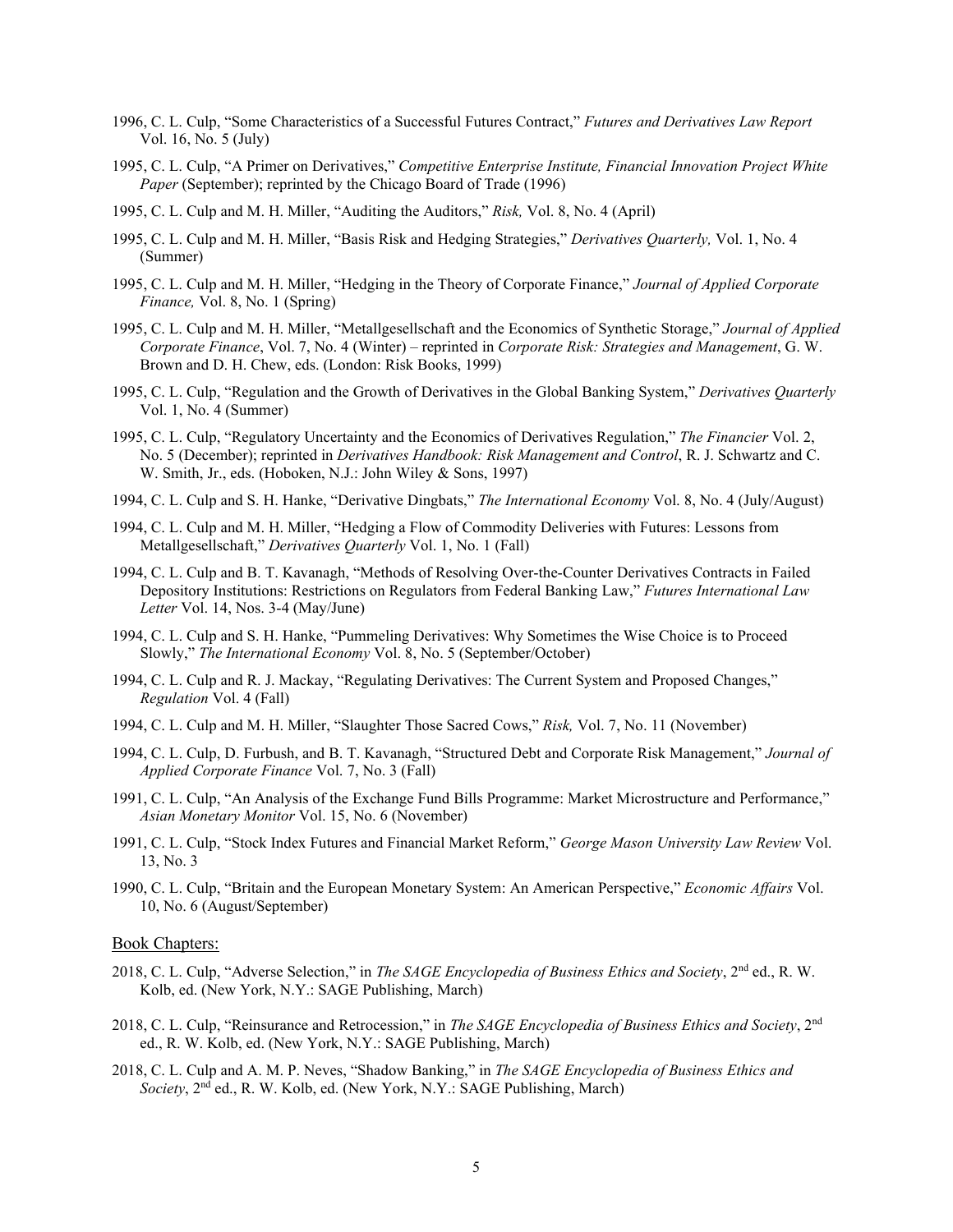1996, C. L. Culp, "Some Characteristics of a Successful Futures Contract," *Futures and Derivatives Law Report* Vol. 16, No. 5 (July)

1995, C. L. Culp, "A Primer on Derivatives," *Competitive Enterprise Institute, Financial Innovation Project White Paper* (September); reprinted by the Chicago Board of Trade (1996)

1995, C. L. Culp and M. H. Miller, "Auditing the Auditors," *Risk,* Vol. 8, No. 4 (April)

1995, C. L. Culp and M. H. Miller, "Basis Risk and Hedging Strategies," *Derivatives Quarterly,* Vol. 1, No. 4 (Summer)

1995, C. L. Culp and M. H. Miller, "Hedging in the Theory of Corporate Finance," *Journal of Applied Corporate Finance,* Vol. 8, No. 1 (Spring)

1995, C. L. Culp and M. H. Miller, "Metallgesellschaft and the Economics of Synthetic Storage," *Journal of Applied Corporate Finance*, Vol. 7, No. 4 (Winter) – reprinted in *Corporate Risk: Strategies and Management*, G. W. Brown and D. H. Chew, eds. (London: Risk Books, 1999)

1995, C. L. Culp, "Regulation and the Growth of Derivatives in the Global Banking System," *Derivatives Quarterly* Vol. 1, No. 4 (Summer)

1995, C. L. Culp, "Regulatory Uncertainty and the Economics of Derivatives Regulation," *The Financier* Vol. 2, No. 5 (December); reprinted in *Derivatives Handbook: Risk Management and Control*, R. J. Schwartz and C. W. Smith, Jr., eds. (Hoboken, N.J.: John Wiley & Sons, 1997)

1994, C. L. Culp and S. H. Hanke, "Derivative Dingbats," *The International Economy* Vol. 8, No. 4 (July/August)

1994, C. L. Culp and M. H. Miller, "Hedging a Flow of Commodity Deliveries with Futures: Lessons from Metallgesellschaft," *Derivatives Quarterly* Vol. 1, No. 1 (Fall)

1994, C. L. Culp and B. T. Kavanagh, "Methods of Resolving Over-the-Counter Derivatives Contracts in Failed Depository Institutions: Restrictions on Regulators from Federal Banking Law," *Futures International Law Letter* Vol. 14, Nos. 3-4 (May/June)

1994, C. L. Culp and S. H. Hanke, "Pummeling Derivatives: Why Sometimes the Wise Choice is to Proceed Slowly," *The International Economy* Vol. 8, No. 5 (September/October)

1994, C. L. Culp and R. J. Mackay, "Regulating Derivatives: The Current System and Proposed Changes," *Regulation* Vol. 4 (Fall)

1994, C. L. Culp and M. H. Miller, "Slaughter Those Sacred Cows," *Risk,* Vol. 7, No. 11 (November)

1994, C. L. Culp, D. Furbush, and B. T. Kavanagh, "Structured Debt and Corporate Risk Management," *Journal of Applied Corporate Finance* Vol. 7, No. 3 (Fall)

1991, C. L. Culp, "An Analysis of the Exchange Fund Bills Programme: Market Microstructure and Performance," *Asian Monetary Monitor* Vol. 15, No. 6 (November)

1991, C. L. Culp, "Stock Index Futures and Financial Market Reform," *George Mason University Law Review* Vol. 13, No. 3

1990, C. L. Culp, "Britain and the European Monetary System: An American Perspective," *Economic Affairs* Vol. 10, No. 6 (August/September)

## Book Chapters:

2018, C. L. Culp, "Adverse Selection," in *The SAGE Encyclopedia of Business Ethics and Society*, 2nd ed., R. W. Kolb, ed. (New York, N.Y.: SAGE Publishing, March)

2018, C. L. Culp, "Reinsurance and Retrocession," in *The SAGE Encyclopedia of Business Ethics and Society*, 2nd ed., R. W. Kolb, ed. (New York, N.Y.: SAGE Publishing, March)

2018, C. L. Culp and A. M. P. Neves, "Shadow Banking," in *The SAGE Encyclopedia of Business Ethics and Society*, 2nd ed., R. W. Kolb, ed. (New York, N.Y.: SAGE Publishing, March)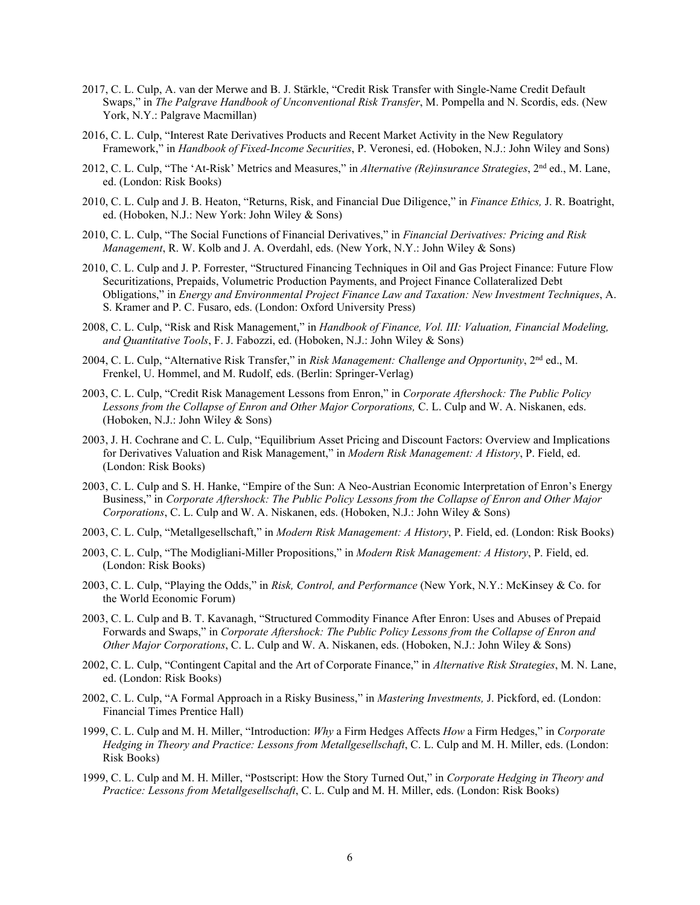2017, C. L. Culp, A. van der Merwe and B. J. Stärkle, "Credit Risk Transfer with Single-Name Credit Default Swaps," in *The Palgrave Handbook of Unconventional Risk Transfer*, M. Pompella and N. Scordis, eds. (New York, N.Y.: Palgrave Macmillan)

2016, C. L. Culp, "Interest Rate Derivatives Products and Recent Market Activity in the New Regulatory Framework," in *Handbook of Fixed-Income Securities*, P. Veronesi, ed. (Hoboken, N.J.: John Wiley and Sons)

2012, C. L. Culp, "The 'At-Risk' Metrics and Measures," in *Alternative (Re)insurance Strategies*, 2nd ed., M. Lane, ed. (London: Risk Books)

2010, C. L. Culp and J. B. Heaton, "Returns, Risk, and Financial Due Diligence," in *Finance Ethics,* J. R. Boatright, ed. (Hoboken, N.J.: New York: John Wiley & Sons)

2010, C. L. Culp, "The Social Functions of Financial Derivatives," in *Financial Derivatives: Pricing and Risk Management*, R. W. Kolb and J. A. Overdahl, eds. (New York, N.Y.: John Wiley & Sons)

2010, C. L. Culp and J. P. Forrester, "Structured Financing Techniques in Oil and Gas Project Finance: Future Flow Securitizations, Prepaids, Volumetric Production Payments, and Project Finance Collateralized Debt Obligations," in *Energy and Environmental Project Finance Law and Taxation: New Investment Techniques*, A. S. Kramer and P. C. Fusaro, eds. (London: Oxford University Press)

2008, C. L. Culp, "Risk and Risk Management," in *Handbook of Finance, Vol. III: Valuation, Financial Modeling, and Quantitative Tools*, F. J. Fabozzi, ed. (Hoboken, N.J.: John Wiley & Sons)

2004, C. L. Culp, "Alternative Risk Transfer," in *Risk Management: Challenge and Opportunity*, 2nd ed., M. Frenkel, U. Hommel, and M. Rudolf, eds. (Berlin: Springer-Verlag)

2003, C. L. Culp, "Credit Risk Management Lessons from Enron," in *Corporate Aftershock: The Public Policy Lessons from the Collapse of Enron and Other Major Corporations,* C. L. Culp and W. A. Niskanen, eds. (Hoboken, N.J.: John Wiley & Sons)

2003, J. H. Cochrane and C. L. Culp, "Equilibrium Asset Pricing and Discount Factors: Overview and Implications for Derivatives Valuation and Risk Management," in *Modern Risk Management: A History*, P. Field, ed. (London: Risk Books)

2003, C. L. Culp and S. H. Hanke, "Empire of the Sun: A Neo-Austrian Economic Interpretation of Enron's Energy Business," in *Corporate Aftershock: The Public Policy Lessons from the Collapse of Enron and Other Major Corporations*, C. L. Culp and W. A. Niskanen, eds. (Hoboken, N.J.: John Wiley & Sons)

2003, C. L. Culp, "Metallgesellschaft," in *Modern Risk Management: A History*, P. Field, ed. (London: Risk Books)

2003, C. L. Culp, "The Modigliani-Miller Propositions," in *Modern Risk Management: A History*, P. Field, ed. (London: Risk Books)

2003, C. L. Culp, "Playing the Odds," in *Risk, Control, and Performance* (New York, N.Y.: McKinsey & Co. for the World Economic Forum)

2003, C. L. Culp and B. T. Kavanagh, "Structured Commodity Finance After Enron: Uses and Abuses of Prepaid Forwards and Swaps," in *Corporate Aftershock: The Public Policy Lessons from the Collapse of Enron and Other Major Corporations*, C. L. Culp and W. A. Niskanen, eds. (Hoboken, N.J.: John Wiley & Sons)

2002, C. L. Culp, "Contingent Capital and the Art of Corporate Finance," in *Alternative Risk Strategies*, M. N. Lane, ed. (London: Risk Books)

2002, C. L. Culp, "A Formal Approach in a Risky Business," in *Mastering Investments,* J. Pickford, ed. (London: Financial Times Prentice Hall)

1999, C. L. Culp and M. H. Miller, "Introduction: *Why* a Firm Hedges Affects *How* a Firm Hedges," in *Corporate Hedging in Theory and Practice: Lessons from Metallgesellschaft*, C. L. Culp and M. H. Miller, eds. (London: Risk Books)

1999, C. L. Culp and M. H. Miller, "Postscript: How the Story Turned Out," in *Corporate Hedging in Theory and Practice: Lessons from Metallgesellschaft*, C. L. Culp and M. H. Miller, eds. (London: Risk Books)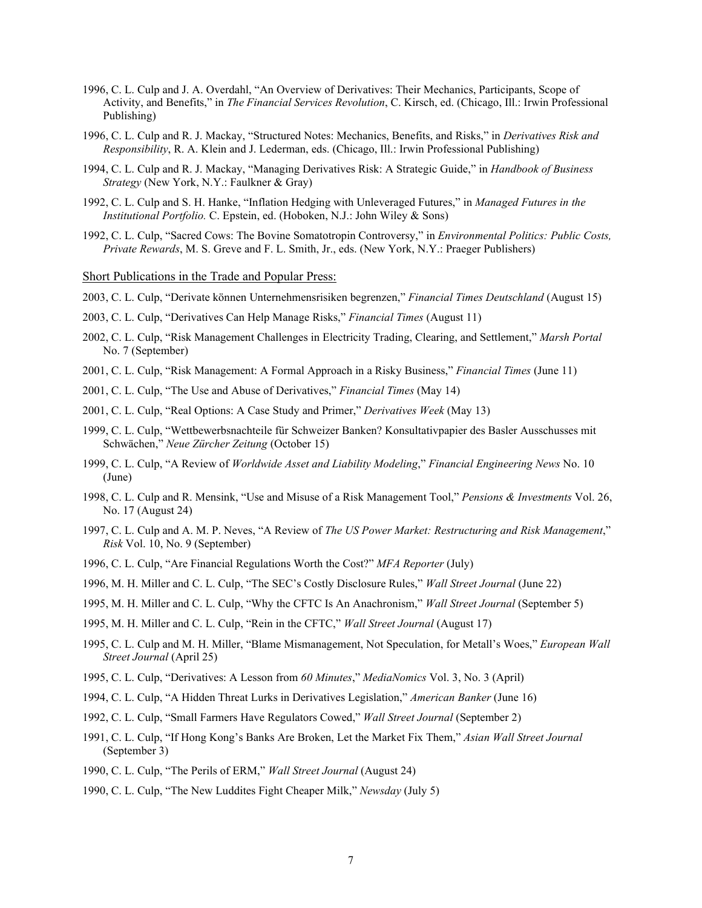1996, C. L. Culp and J. A. Overdahl, "An Overview of Derivatives: Their Mechanics, Participants, Scope of Activity, and Benefits," in *The Financial Services Revolution*, C. Kirsch, ed. (Chicago, Ill.: Irwin Professional Publishing)

1996, C. L. Culp and R. J. Mackay, "Structured Notes: Mechanics, Benefits, and Risks," in *Derivatives Risk and Responsibility*, R. A. Klein and J. Lederman, eds. (Chicago, Ill.: Irwin Professional Publishing)

1994, C. L. Culp and R. J. Mackay, "Managing Derivatives Risk: A Strategic Guide," in *Handbook of Business Strategy* (New York, N.Y.: Faulkner & Gray)

1992, C. L. Culp and S. H. Hanke, "Inflation Hedging with Unleveraged Futures," in *Managed Futures in the Institutional Portfolio.* C. Epstein, ed. (Hoboken, N.J.: John Wiley & Sons)

1992, C. L. Culp, "Sacred Cows: The Bovine Somatotropin Controversy," in *Environmental Politics: Public Costs, Private Rewards*, M. S. Greve and F. L. Smith, Jr., eds. (New York, N.Y.: Praeger Publishers)

Short Publications in the Trade and Popular Press:

2003, C. L. Culp, "Derivate können Unternehmensrisiken begrenzen," *Financial Times Deutschland* (August 15)

2003, C. L. Culp, "Derivatives Can Help Manage Risks," *Financial Times* (August 11)

2002, C. L. Culp, "Risk Management Challenges in Electricity Trading, Clearing, and Settlement," *Marsh Portal* No. 7 (September)

2001, C. L. Culp, "Risk Management: A Formal Approach in a Risky Business," *Financial Times* (June 11)

2001, C. L. Culp, "The Use and Abuse of Derivatives," *Financial Times* (May 14)

2001, C. L. Culp, "Real Options: A Case Study and Primer," *Derivatives Week* (May 13)

1999, C. L. Culp, "Wettbewerbsnachteile für Schweizer Banken? Konsultativpapier des Basler Ausschusses mit Schwächen," *Neue Zürcher Zeitung* (October 15)

1999, C. L. Culp, "A Review of *Worldwide Asset and Liability Modeling*," *Financial Engineering News* No. 10 (June)

1998, C. L. Culp and R. Mensink, "Use and Misuse of a Risk Management Tool," *Pensions & Investments* Vol. 26, No. 17 (August 24)

1997, C. L. Culp and A. M. P. Neves, "A Review of *The US Power Market: Restructuring and Risk Management*," *Risk* Vol. 10, No. 9 (September)

1996, C. L. Culp, "Are Financial Regulations Worth the Cost?" *MFA Reporter* (July)

1996, M. H. Miller and C. L. Culp, "The SEC's Costly Disclosure Rules," *Wall Street Journal* (June 22)

1995, M. H. Miller and C. L. Culp, "Why the CFTC Is An Anachronism," *Wall Street Journal* (September 5)

1995, M. H. Miller and C. L. Culp, "Rein in the CFTC," *Wall Street Journal* (August 17)

1995, C. L. Culp and M. H. Miller, "Blame Mismanagement, Not Speculation, for Metall's Woes," *European Wall Street Journal* (April 25)

1995, C. L. Culp, "Derivatives: A Lesson from *60 Minutes*," *MediaNomics* Vol. 3, No. 3 (April)

1994, C. L. Culp, "A Hidden Threat Lurks in Derivatives Legislation," *American Banker* (June 16)

1992, C. L. Culp, "Small Farmers Have Regulators Cowed," *Wall Street Journal* (September 2)

1991, C. L. Culp, "If Hong Kong's Banks Are Broken, Let the Market Fix Them," *Asian Wall Street Journal* (September 3)

1990, C. L. Culp, "The Perils of ERM," *Wall Street Journal* (August 24)

1990, C. L. Culp, "The New Luddites Fight Cheaper Milk," *Newsday* (July 5)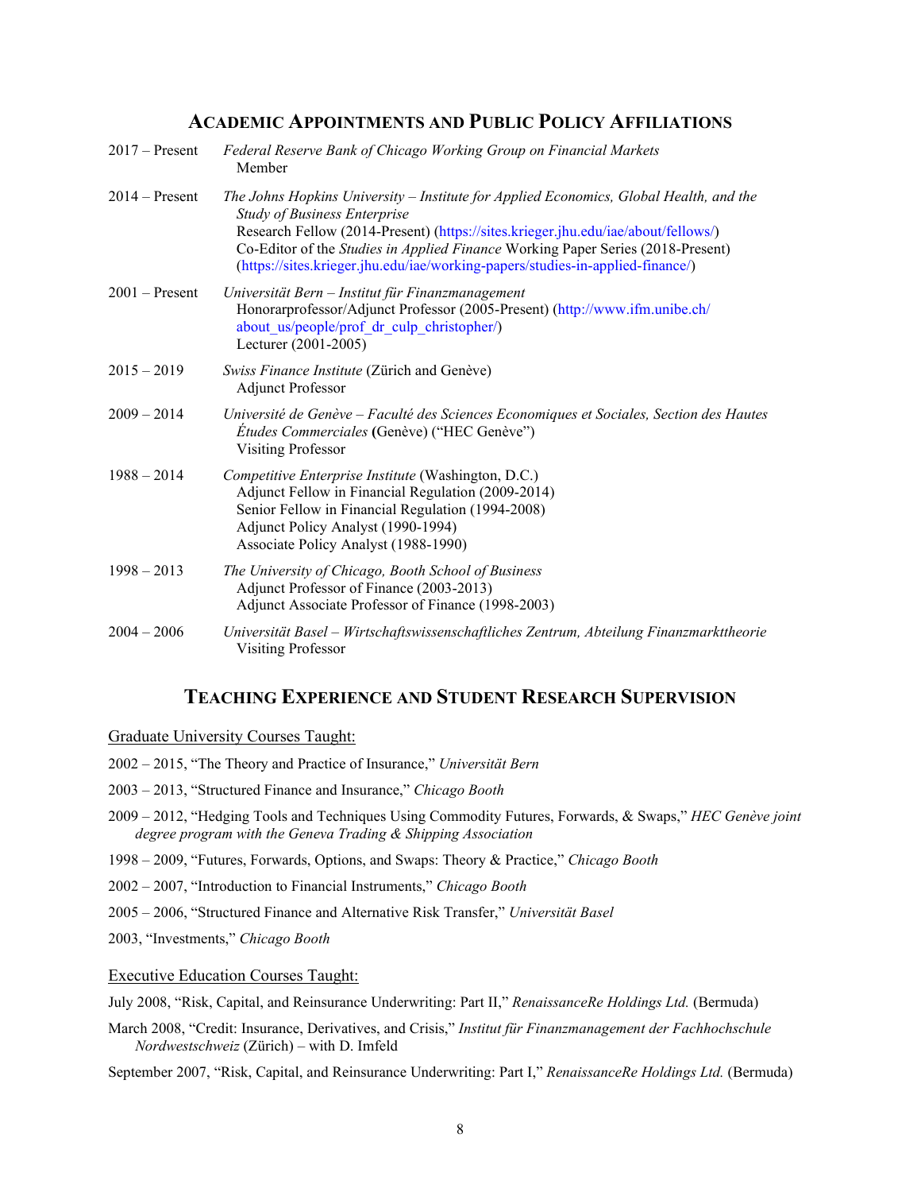## Academic Appointments and Public Policy Affiliations

2017 – Present *Federal Reserve Bank of Chicago Working Group on Financial Markets*
Member

2014 – Present *The Johns Hopkins University – Institute for Applied Economics, Global Health, and the Study of Business Enterprise*
Research Fellow (2014-Present) (https://sites.krieger.jhu.edu/iae/about/fellows/)
Co-Editor of the *Studies in Applied Finance* Working Paper Series (2018-Present) (https://sites.krieger.jhu.edu/iae/working-papers/studies-in-applied-finance/)

2001 – Present *Universität Bern – Institut für Finanzmanagement*
Honorarprofessor/Adjunct Professor (2005-Present) (http://www.ifm.unibe.ch/about_us/people/prof_dr_culp_christopher/)
Lecturer (2001-2005)

2015 – 2019 *Swiss Finance Institute* (Zürich and Genève)
Adjunct Professor

2009 – 2014 *Université de Genève – Faculté des Sciences Economiques et Sociales, Section des Hautes Études Commerciales* **(**Genève) ("HEC Genève")
Visiting Professor

1988 – 2014 *Competitive Enterprise Institute* (Washington, D.C.)
Adjunct Fellow in Financial Regulation (2009-2014)
Senior Fellow in Financial Regulation (1994-2008)
Adjunct Policy Analyst (1990-1994)
Associate Policy Analyst (1988-1990)

1998 – 2013 *The University of Chicago, Booth School of Business*
Adjunct Professor of Finance (2003-2013)
Adjunct Associate Professor of Finance (1998-2003)

2004 – 2006 *Universität Basel – Wirtschaftswissenschaftliches Zentrum, Abteilung Finanzmarkttheorie*
Visiting Professor

## Teaching Experience and Student Research Supervision

Graduate University Courses Taught:

2002 – 2015, "The Theory and Practice of Insurance," *Universität Bern*

2003 – 2013, "Structured Finance and Insurance," *Chicago Booth*

2009 – 2012, "Hedging Tools and Techniques Using Commodity Futures, Forwards, & Swaps," *HEC Genève joint degree program with the Geneva Trading & Shipping Association*

1998 – 2009, "Futures, Forwards, Options, and Swaps: Theory & Practice," *Chicago Booth*

2002 – 2007, "Introduction to Financial Instruments," *Chicago Booth*

2005 – 2006, "Structured Finance and Alternative Risk Transfer," *Universität Basel*

2003, "Investments," *Chicago Booth*

Executive Education Courses Taught:

July 2008, "Risk, Capital, and Reinsurance Underwriting: Part II," *RenaissanceRe Holdings Ltd.* (Bermuda)

March 2008, "Credit: Insurance, Derivatives, and Crisis," *Institut für Finanzmanagement der Fachhochschule Nordwestschweiz* (Zürich) – with D. Imfeld

September 2007, "Risk, Capital, and Reinsurance Underwriting: Part I," *RenaissanceRe Holdings Ltd.* (Bermuda)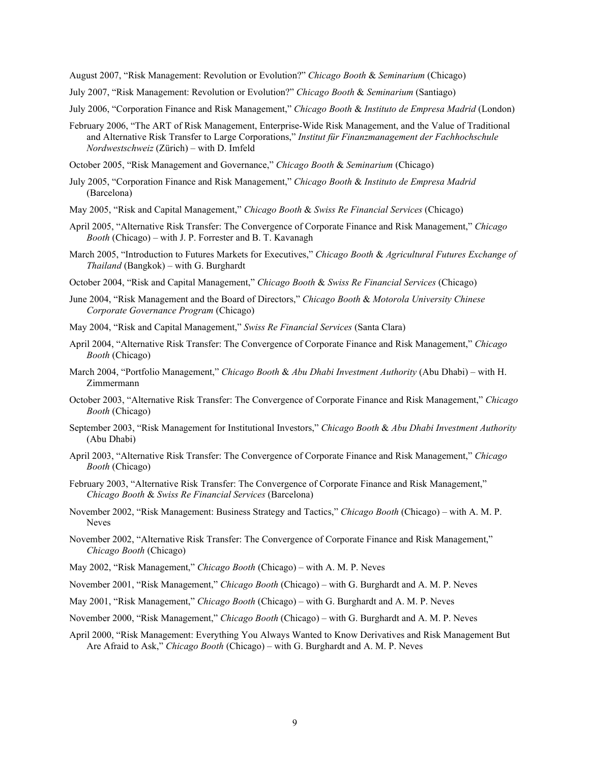August 2007, "Risk Management: Revolution or Evolution?" *Chicago Booth* & *Seminarium* (Chicago)

July 2007, "Risk Management: Revolution or Evolution?" *Chicago Booth* & *Seminarium* (Santiago)

July 2006, "Corporation Finance and Risk Management," *Chicago Booth* & *Instituto de Empresa Madrid* (London)

February 2006, "The ART of Risk Management, Enterprise-Wide Risk Management, and the Value of Traditional and Alternative Risk Transfer to Large Corporations," *Institut für Finanzmanagement der Fachhochschule Nordwestschweiz* (Zürich) – with D. Imfeld

October 2005, "Risk Management and Governance," *Chicago Booth* & *Seminarium* (Chicago)

July 2005, "Corporation Finance and Risk Management," *Chicago Booth* & *Instituto de Empresa Madrid* (Barcelona)

May 2005, "Risk and Capital Management," *Chicago Booth* & *Swiss Re Financial Services* (Chicago)

April 2005, "Alternative Risk Transfer: The Convergence of Corporate Finance and Risk Management," *Chicago Booth* (Chicago) – with J. P. Forrester and B. T. Kavanagh

March 2005, "Introduction to Futures Markets for Executives," *Chicago Booth* & *Agricultural Futures Exchange of Thailand* (Bangkok) – with G. Burghardt

October 2004, "Risk and Capital Management," *Chicago Booth* & *Swiss Re Financial Services* (Chicago)

June 2004, "Risk Management and the Board of Directors," *Chicago Booth* & *Motorola University Chinese Corporate Governance Program* (Chicago)

May 2004, "Risk and Capital Management," *Swiss Re Financial Services* (Santa Clara)

April 2004, "Alternative Risk Transfer: The Convergence of Corporate Finance and Risk Management," *Chicago Booth* (Chicago)

March 2004, "Portfolio Management," *Chicago Booth* & *Abu Dhabi Investment Authority* (Abu Dhabi) – with H. Zimmermann

October 2003, "Alternative Risk Transfer: The Convergence of Corporate Finance and Risk Management," *Chicago Booth* (Chicago)

September 2003, "Risk Management for Institutional Investors," *Chicago Booth* & *Abu Dhabi Investment Authority* (Abu Dhabi)

April 2003, "Alternative Risk Transfer: The Convergence of Corporate Finance and Risk Management," *Chicago Booth* (Chicago)

February 2003, "Alternative Risk Transfer: The Convergence of Corporate Finance and Risk Management," *Chicago Booth* & *Swiss Re Financial Services* (Barcelona)

November 2002, "Risk Management: Business Strategy and Tactics," *Chicago Booth* (Chicago) – with A. M. P. Neves

November 2002, "Alternative Risk Transfer: The Convergence of Corporate Finance and Risk Management," *Chicago Booth* (Chicago)

May 2002, "Risk Management," *Chicago Booth* (Chicago) – with A. M. P. Neves

November 2001, "Risk Management," *Chicago Booth* (Chicago) – with G. Burghardt and A. M. P. Neves

May 2001, "Risk Management," *Chicago Booth* (Chicago) – with G. Burghardt and A. M. P. Neves

November 2000, "Risk Management," *Chicago Booth* (Chicago) – with G. Burghardt and A. M. P. Neves

April 2000, "Risk Management: Everything You Always Wanted to Know Derivatives and Risk Management But Are Afraid to Ask," *Chicago Booth* (Chicago) – with G. Burghardt and A. M. P. Neves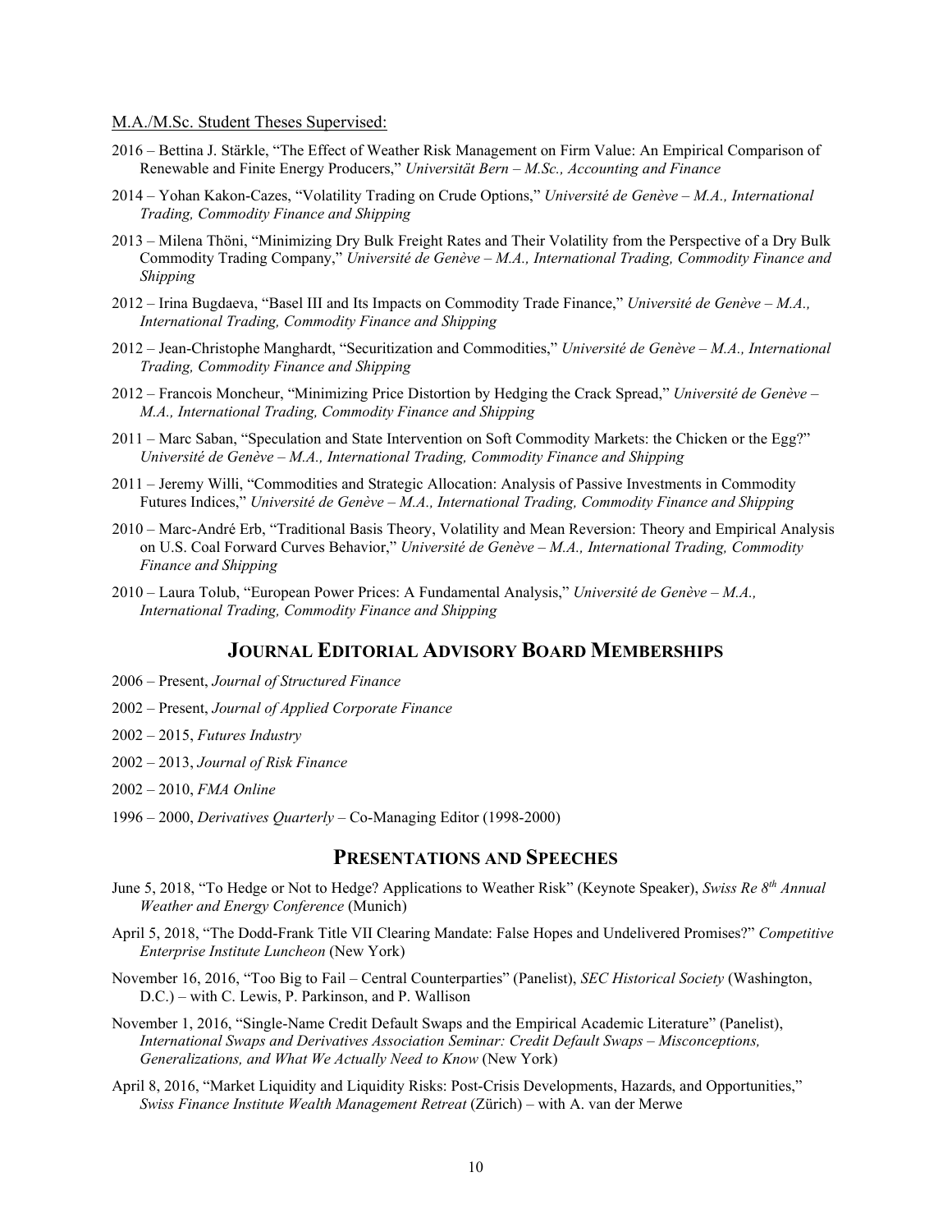M.A./M.Sc. Student Theses Supervised:

2016 – Bettina J. Stärkle, "The Effect of Weather Risk Management on Firm Value: An Empirical Comparison of Renewable and Finite Energy Producers," *Universität Bern – M.Sc., Accounting and Finance*

2014 – Yohan Kakon-Cazes, "Volatility Trading on Crude Options," *Université de Genève – M.A., International Trading, Commodity Finance and Shipping*

2013 – Milena Thöni, "Minimizing Dry Bulk Freight Rates and Their Volatility from the Perspective of a Dry Bulk Commodity Trading Company," *Université de Genève – M.A., International Trading, Commodity Finance and Shipping*

2012 – Irina Bugdaeva, "Basel III and Its Impacts on Commodity Trade Finance," *Université de Genève – M.A., International Trading, Commodity Finance and Shipping*

2012 – Jean-Christophe Manghardt, "Securitization and Commodities," *Université de Genève – M.A., International Trading, Commodity Finance and Shipping*

2012 – Francois Moncheur, "Minimizing Price Distortion by Hedging the Crack Spread," *Université de Genève – M.A., International Trading, Commodity Finance and Shipping*

2011 – Marc Saban, "Speculation and State Intervention on Soft Commodity Markets: the Chicken or the Egg?" *Université de Genève – M.A., International Trading, Commodity Finance and Shipping*

2011 – Jeremy Willi, "Commodities and Strategic Allocation: Analysis of Passive Investments in Commodity Futures Indices," *Université de Genève – M.A., International Trading, Commodity Finance and Shipping*

2010 – Marc-André Erb, "Traditional Basis Theory, Volatility and Mean Reversion: Theory and Empirical Analysis on U.S. Coal Forward Curves Behavior," *Université de Genève – M.A., International Trading, Commodity Finance and Shipping*

2010 – Laura Tolub, "European Power Prices: A Fundamental Analysis," *Université de Genève – M.A., International Trading, Commodity Finance and Shipping*

## Journal Editorial Advisory Board Memberships

2006 – Present, *Journal of Structured Finance*

2002 – Present, *Journal of Applied Corporate Finance*

2002 – 2015, *Futures Industry*

2002 – 2013, *Journal of Risk Finance*

2002 – 2010, *FMA Online*

1996 – 2000, *Derivatives Quarterly* – Co-Managing Editor (1998-2000)

## Presentations and Speeches

June 5, 2018, "To Hedge or Not to Hedge? Applications to Weather Risk" (Keynote Speaker), *Swiss Re 8th Annual Weather and Energy Conference* (Munich)

April 5, 2018, "The Dodd-Frank Title VII Clearing Mandate: False Hopes and Undelivered Promises?" *Competitive Enterprise Institute Luncheon* (New York)

November 16, 2016, "Too Big to Fail – Central Counterparties" (Panelist), *SEC Historical Society* (Washington, D.C.) – with C. Lewis, P. Parkinson, and P. Wallison

November 1, 2016, "Single-Name Credit Default Swaps and the Empirical Academic Literature" (Panelist), *International Swaps and Derivatives Association Seminar: Credit Default Swaps – Misconceptions, Generalizations, and What We Actually Need to Know* (New York)

April 8, 2016, "Market Liquidity and Liquidity Risks: Post-Crisis Developments, Hazards, and Opportunities," *Swiss Finance Institute Wealth Management Retreat* (Zürich) – with A. van der Merwe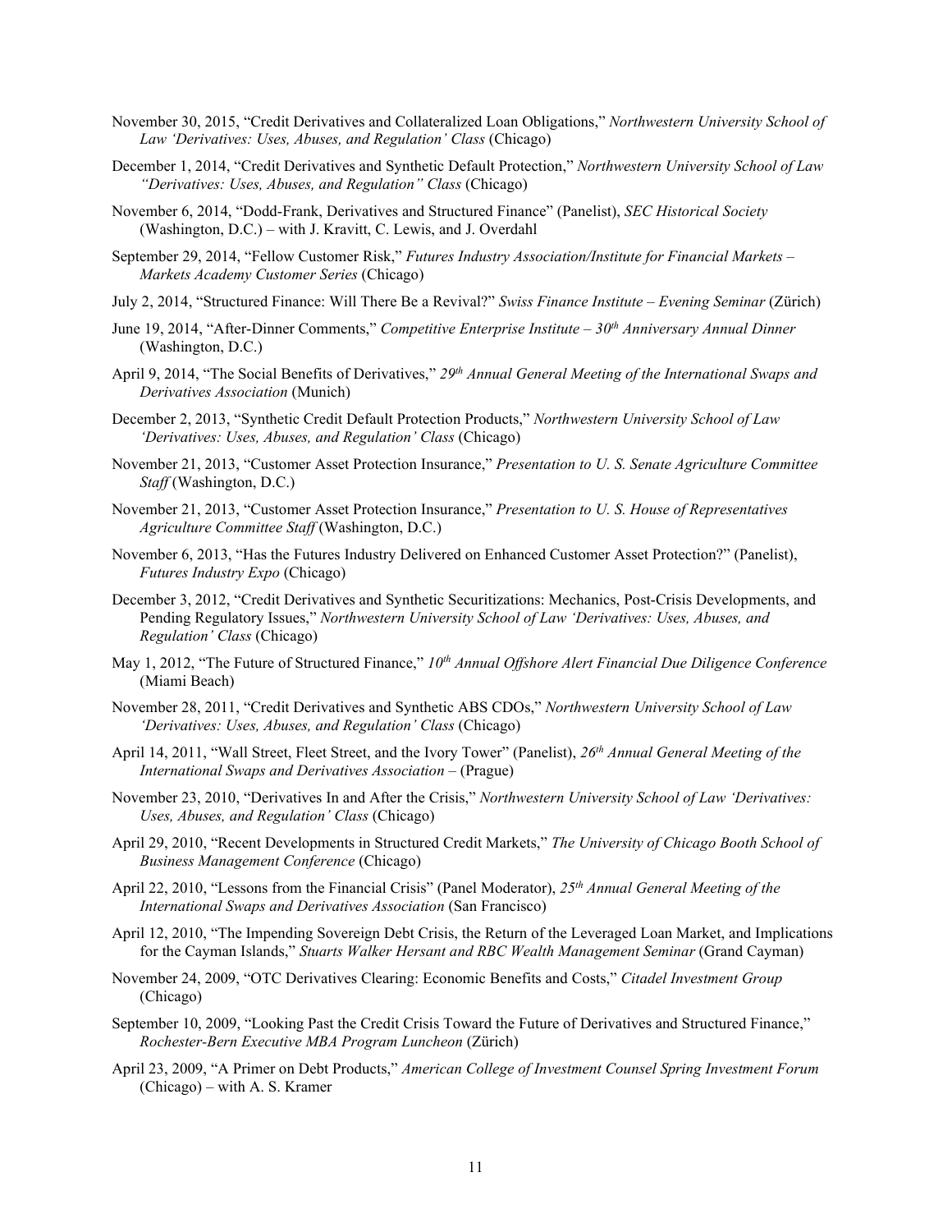November 30, 2015, "Credit Derivatives and Collateralized Loan Obligations," *Northwestern University School of Law 'Derivatives: Uses, Abuses, and Regulation' Class* (Chicago)

December 1, 2014, "Credit Derivatives and Synthetic Default Protection," *Northwestern University School of Law "Derivatives: Uses, Abuses, and Regulation" Class* (Chicago)

November 6, 2014, "Dodd-Frank, Derivatives and Structured Finance" (Panelist), *SEC Historical Society* (Washington, D.C.) – with J. Kravitt, C. Lewis, and J. Overdahl

September 29, 2014, "Fellow Customer Risk," *Futures Industry Association/Institute for Financial Markets – Markets Academy Customer Series* (Chicago)

July 2, 2014, "Structured Finance: Will There Be a Revival?" *Swiss Finance Institute – Evening Seminar* (Zürich)

June 19, 2014, "After-Dinner Comments," *Competitive Enterprise Institute – 30th Anniversary Annual Dinner* (Washington, D.C.)

April 9, 2014, "The Social Benefits of Derivatives," *29th Annual General Meeting of the International Swaps and Derivatives Association* (Munich)

December 2, 2013, "Synthetic Credit Default Protection Products," *Northwestern University School of Law 'Derivatives: Uses, Abuses, and Regulation' Class* (Chicago)

November 21, 2013, "Customer Asset Protection Insurance," *Presentation to U. S. Senate Agriculture Committee Staff* (Washington, D.C.)

November 21, 2013, "Customer Asset Protection Insurance," *Presentation to U. S. House of Representatives Agriculture Committee Staff* (Washington, D.C.)

November 6, 2013, "Has the Futures Industry Delivered on Enhanced Customer Asset Protection?" (Panelist), *Futures Industry Expo* (Chicago)

December 3, 2012, "Credit Derivatives and Synthetic Securitizations: Mechanics, Post-Crisis Developments, and Pending Regulatory Issues," *Northwestern University School of Law 'Derivatives: Uses, Abuses, and Regulation' Class* (Chicago)

May 1, 2012, "The Future of Structured Finance," *10th Annual Offshore Alert Financial Due Diligence Conference* (Miami Beach)

November 28, 2011, "Credit Derivatives and Synthetic ABS CDOs," *Northwestern University School of Law 'Derivatives: Uses, Abuses, and Regulation' Class* (Chicago)

April 14, 2011, "Wall Street, Fleet Street, and the Ivory Tower" (Panelist), *26th Annual General Meeting of the International Swaps and Derivatives Association* – (Prague)

November 23, 2010, "Derivatives In and After the Crisis," *Northwestern University School of Law 'Derivatives: Uses, Abuses, and Regulation' Class* (Chicago)

April 29, 2010, "Recent Developments in Structured Credit Markets," *The University of Chicago Booth School of Business Management Conference* (Chicago)

April 22, 2010, "Lessons from the Financial Crisis" (Panel Moderator), *25th Annual General Meeting of the International Swaps and Derivatives Association* (San Francisco)

April 12, 2010, "The Impending Sovereign Debt Crisis, the Return of the Leveraged Loan Market, and Implications for the Cayman Islands," *Stuarts Walker Hersant and RBC Wealth Management Seminar* (Grand Cayman)

November 24, 2009, "OTC Derivatives Clearing: Economic Benefits and Costs," *Citadel Investment Group* (Chicago)

September 10, 2009, "Looking Past the Credit Crisis Toward the Future of Derivatives and Structured Finance," *Rochester-Bern Executive MBA Program Luncheon* (Zürich)

April 23, 2009, "A Primer on Debt Products," *American College of Investment Counsel Spring Investment Forum* (Chicago) – with A. S. Kramer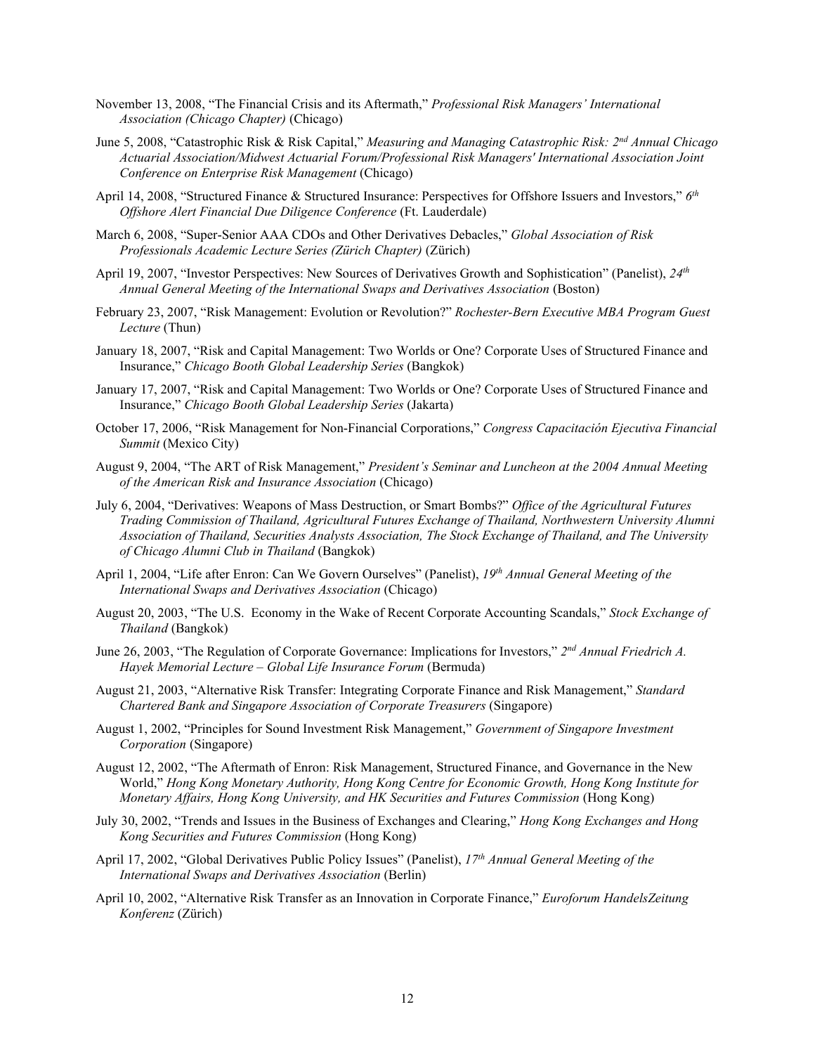November 13, 2008, "The Financial Crisis and its Aftermath," *Professional Risk Managers' International Association (Chicago Chapter)* (Chicago)

June 5, 2008, "Catastrophic Risk & Risk Capital," *Measuring and Managing Catastrophic Risk: 2nd Annual Chicago Actuarial Association/Midwest Actuarial Forum/Professional Risk Managers' International Association Joint Conference on Enterprise Risk Management* (Chicago)

April 14, 2008, "Structured Finance & Structured Insurance: Perspectives for Offshore Issuers and Investors," *6th Offshore Alert Financial Due Diligence Conference* (Ft. Lauderdale)

March 6, 2008, "Super-Senior AAA CDOs and Other Derivatives Debacles," *Global Association of Risk Professionals Academic Lecture Series (Zürich Chapter)* (Zürich)

April 19, 2007, "Investor Perspectives: New Sources of Derivatives Growth and Sophistication" (Panelist), *24th Annual General Meeting of the International Swaps and Derivatives Association* (Boston)

February 23, 2007, "Risk Management: Evolution or Revolution?" *Rochester-Bern Executive MBA Program Guest Lecture* (Thun)

January 18, 2007, "Risk and Capital Management: Two Worlds or One? Corporate Uses of Structured Finance and Insurance," *Chicago Booth Global Leadership Series* (Bangkok)

January 17, 2007, "Risk and Capital Management: Two Worlds or One? Corporate Uses of Structured Finance and Insurance," *Chicago Booth Global Leadership Series* (Jakarta)

October 17, 2006, "Risk Management for Non-Financial Corporations," *Congress Capacitación Ejecutiva Financial Summit* (Mexico City)

August 9, 2004, "The ART of Risk Management," *President's Seminar and Luncheon at the 2004 Annual Meeting of the American Risk and Insurance Association* (Chicago)

July 6, 2004, "Derivatives: Weapons of Mass Destruction, or Smart Bombs?" *Office of the Agricultural Futures Trading Commission of Thailand, Agricultural Futures Exchange of Thailand, Northwestern University Alumni Association of Thailand, Securities Analysts Association, The Stock Exchange of Thailand, and The University of Chicago Alumni Club in Thailand* (Bangkok)

April 1, 2004, "Life after Enron: Can We Govern Ourselves" (Panelist), *19th Annual General Meeting of the International Swaps and Derivatives Association* (Chicago)

August 20, 2003, "The U.S. Economy in the Wake of Recent Corporate Accounting Scandals," *Stock Exchange of Thailand* (Bangkok)

June 26, 2003, "The Regulation of Corporate Governance: Implications for Investors," *2nd Annual Friedrich A. Hayek Memorial Lecture – Global Life Insurance Forum* (Bermuda)

August 21, 2003, "Alternative Risk Transfer: Integrating Corporate Finance and Risk Management," *Standard Chartered Bank and Singapore Association of Corporate Treasurers* (Singapore)

August 1, 2002, "Principles for Sound Investment Risk Management," *Government of Singapore Investment Corporation* (Singapore)

August 12, 2002, "The Aftermath of Enron: Risk Management, Structured Finance, and Governance in the New World," *Hong Kong Monetary Authority, Hong Kong Centre for Economic Growth, Hong Kong Institute for Monetary Affairs, Hong Kong University, and HK Securities and Futures Commission* (Hong Kong)

July 30, 2002, "Trends and Issues in the Business of Exchanges and Clearing," *Hong Kong Exchanges and Hong Kong Securities and Futures Commission* (Hong Kong)

April 17, 2002, "Global Derivatives Public Policy Issues" (Panelist), *17th Annual General Meeting of the International Swaps and Derivatives Association* (Berlin)

April 10, 2002, "Alternative Risk Transfer as an Innovation in Corporate Finance," *Euroforum HandelsZeitung Konferenz* (Zürich)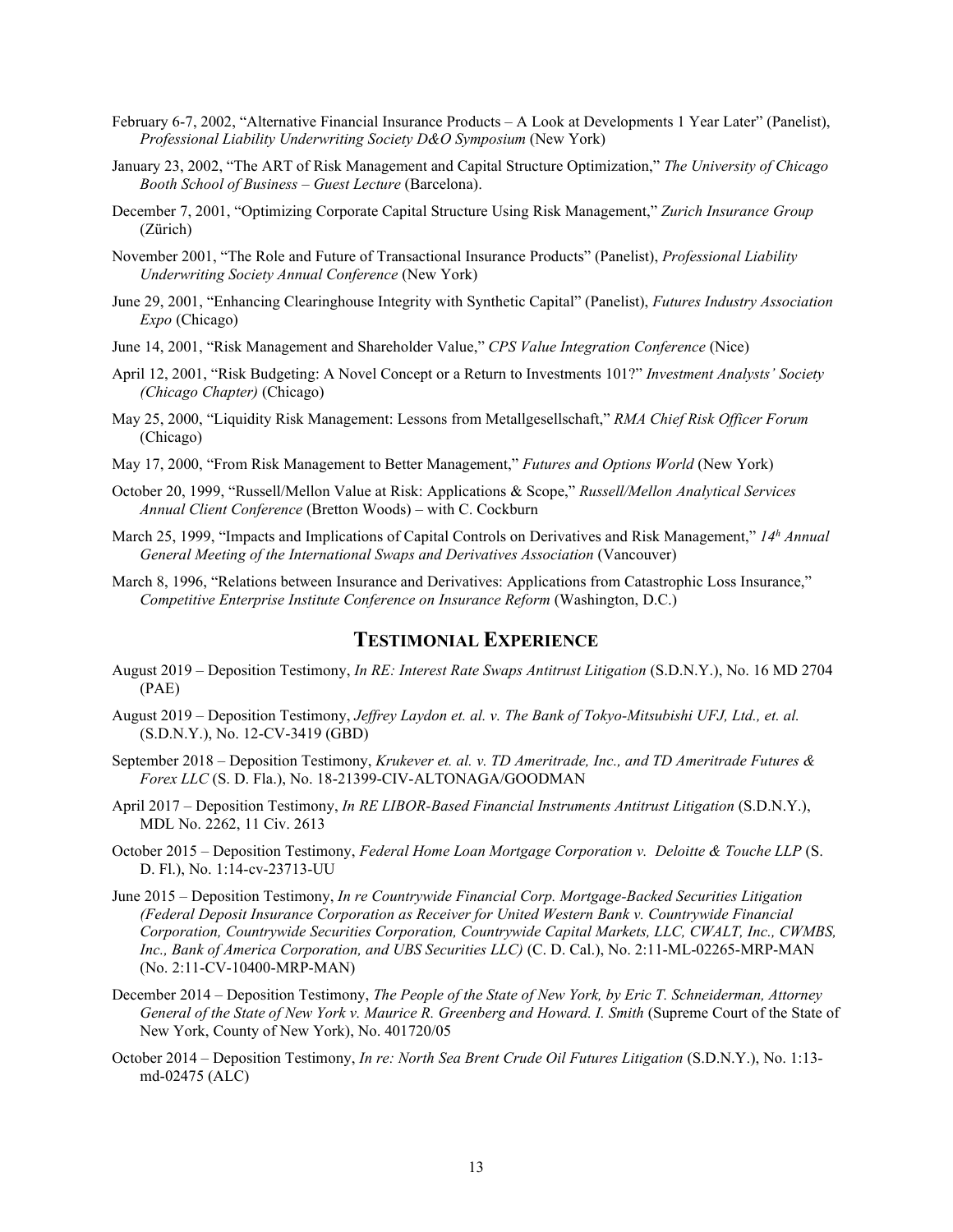February 6-7, 2002, "Alternative Financial Insurance Products – A Look at Developments 1 Year Later" (Panelist), *Professional Liability Underwriting Society D&O Symposium* (New York)

January 23, 2002, "The ART of Risk Management and Capital Structure Optimization," *The University of Chicago Booth School of Business – Guest Lecture* (Barcelona).

December 7, 2001, "Optimizing Corporate Capital Structure Using Risk Management," *Zurich Insurance Group* (Zürich)

November 2001, "The Role and Future of Transactional Insurance Products" (Panelist), *Professional Liability Underwriting Society Annual Conference* (New York)

June 29, 2001, "Enhancing Clearinghouse Integrity with Synthetic Capital" (Panelist), *Futures Industry Association Expo* (Chicago)

June 14, 2001, "Risk Management and Shareholder Value," *CPS Value Integration Conference* (Nice)

April 12, 2001, "Risk Budgeting: A Novel Concept or a Return to Investments 101?" *Investment Analysts' Society (Chicago Chapter)* (Chicago)

May 25, 2000, "Liquidity Risk Management: Lessons from Metallgesellschaft," *RMA Chief Risk Officer Forum* (Chicago)

May 17, 2000, "From Risk Management to Better Management," *Futures and Options World* (New York)

October 20, 1999, "Russell/Mellon Value at Risk: Applications & Scope," *Russell/Mellon Analytical Services Annual Client Conference* (Bretton Woods) – with C. Cockburn

March 25, 1999, "Impacts and Implications of Capital Controls on Derivatives and Risk Management," *14h Annual General Meeting of the International Swaps and Derivatives Association* (Vancouver)

March 8, 1996, "Relations between Insurance and Derivatives: Applications from Catastrophic Loss Insurance," *Competitive Enterprise Institute Conference on Insurance Reform* (Washington, D.C.)

## Testimonial Experience

August 2019 – Deposition Testimony, *In RE: Interest Rate Swaps Antitrust Litigation* (S.D.N.Y.), No. 16 MD 2704 (PAE)

August 2019 – Deposition Testimony, *Jeffrey Laydon et. al. v. The Bank of Tokyo-Mitsubishi UFJ, Ltd., et. al.* (S.D.N.Y.), No. 12-CV-3419 (GBD)

September 2018 – Deposition Testimony, *Krukever et. al. v. TD Ameritrade, Inc., and TD Ameritrade Futures & Forex LLC* (S. D. Fla.), No. 18-21399-CIV-ALTONAGA/GOODMAN

April 2017 – Deposition Testimony, *In RE LIBOR-Based Financial Instruments Antitrust Litigation* (S.D.N.Y.), MDL No. 2262, 11 Civ. 2613

October 2015 – Deposition Testimony, *Federal Home Loan Mortgage Corporation v. Deloitte & Touche LLP* (S. D. Fl.), No. 1:14-cv-23713-UU

June 2015 – Deposition Testimony, *In re Countrywide Financial Corp. Mortgage-Backed Securities Litigation (Federal Deposit Insurance Corporation as Receiver for United Western Bank v. Countrywide Financial Corporation, Countrywide Securities Corporation, Countrywide Capital Markets, LLC, CWALT, Inc., CWMBS, Inc., Bank of America Corporation, and UBS Securities LLC)* (C. D. Cal.), No. 2:11-ML-02265-MRP-MAN (No. 2:11-CV-10400-MRP-MAN)

December 2014 – Deposition Testimony, *The People of the State of New York, by Eric T. Schneiderman, Attorney General of the State of New York v. Maurice R. Greenberg and Howard. I. Smith* (Supreme Court of the State of New York, County of New York), No. 401720/05

October 2014 – Deposition Testimony, *In re: North Sea Brent Crude Oil Futures Litigation* (S.D.N.Y.), No. 1:13-md-02475 (ALC)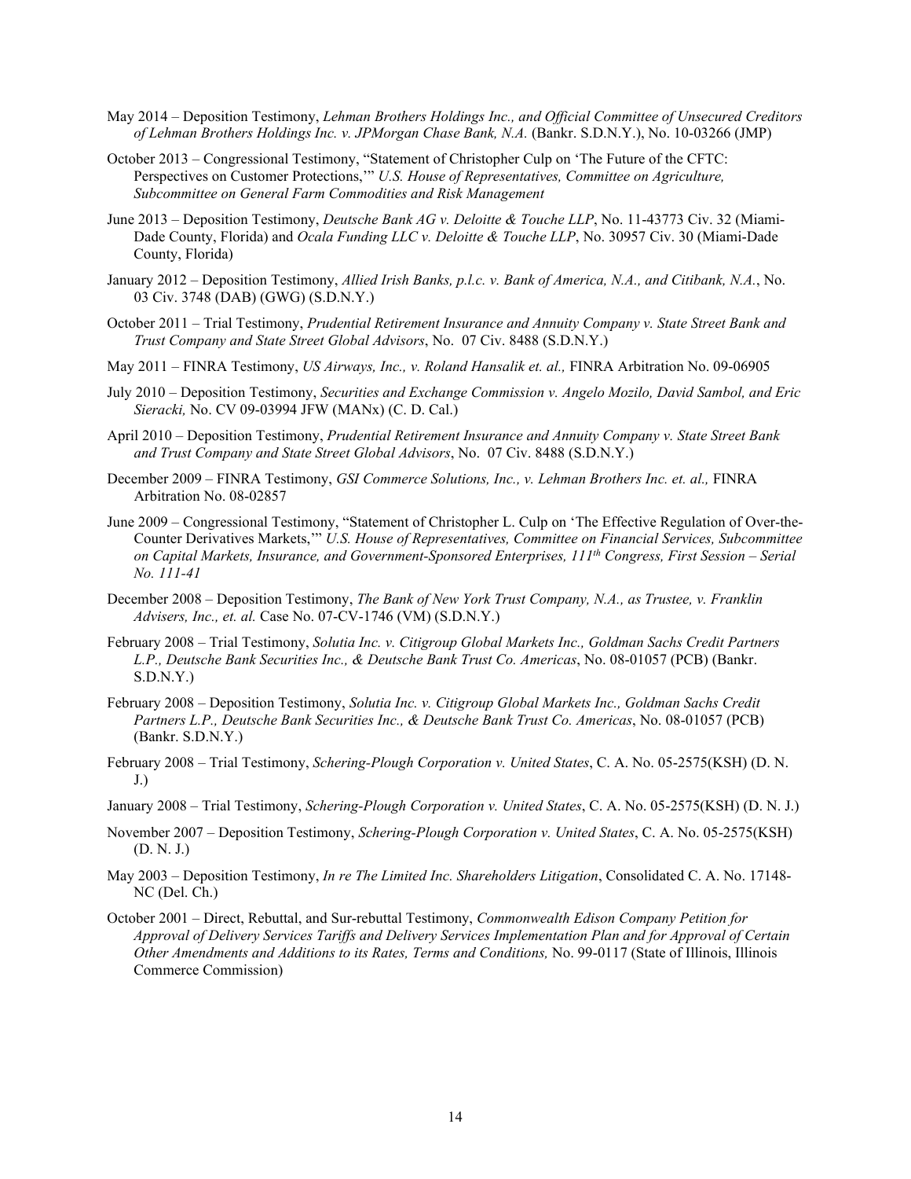May 2014 – Deposition Testimony, *Lehman Brothers Holdings Inc., and Official Committee of Unsecured Creditors of Lehman Brothers Holdings Inc. v. JPMorgan Chase Bank, N.A.* (Bankr. S.D.N.Y.), No. 10-03266 (JMP)

October 2013 – Congressional Testimony, "Statement of Christopher Culp on 'The Future of the CFTC: Perspectives on Customer Protections,'" *U.S. House of Representatives, Committee on Agriculture, Subcommittee on General Farm Commodities and Risk Management*

June 2013 – Deposition Testimony, *Deutsche Bank AG v. Deloitte & Touche LLP*, No. 11-43773 Civ. 32 (Miami-Dade County, Florida) and *Ocala Funding LLC v. Deloitte & Touche LLP*, No. 30957 Civ. 30 (Miami-Dade County, Florida)

January 2012 – Deposition Testimony, *Allied Irish Banks, p.l.c. v. Bank of America, N.A., and Citibank, N.A.*, No. 03 Civ. 3748 (DAB) (GWG) (S.D.N.Y.)

October 2011 – Trial Testimony, *Prudential Retirement Insurance and Annuity Company v. State Street Bank and Trust Company and State Street Global Advisors*, No. 07 Civ. 8488 (S.D.N.Y.)

May 2011 – FINRA Testimony, *US Airways, Inc., v. Roland Hansalik et. al.,* FINRA Arbitration No. 09-06905

July 2010 – Deposition Testimony, *Securities and Exchange Commission v. Angelo Mozilo, David Sambol, and Eric Sieracki,* No. CV 09-03994 JFW (MANx) (C. D. Cal.)

April 2010 – Deposition Testimony, *Prudential Retirement Insurance and Annuity Company v. State Street Bank and Trust Company and State Street Global Advisors*, No. 07 Civ. 8488 (S.D.N.Y.)

December 2009 – FINRA Testimony, *GSI Commerce Solutions, Inc., v. Lehman Brothers Inc. et. al.,* FINRA Arbitration No. 08-02857

June 2009 – Congressional Testimony, "Statement of Christopher L. Culp on 'The Effective Regulation of Over-the-Counter Derivatives Markets,'" *U.S. House of Representatives, Committee on Financial Services, Subcommittee on Capital Markets, Insurance, and Government-Sponsored Enterprises, 111th Congress, First Session – Serial No. 111-41*

December 2008 – Deposition Testimony, *The Bank of New York Trust Company, N.A., as Trustee, v. Franklin Advisers, Inc., et. al.* Case No. 07-CV-1746 (VM) (S.D.N.Y.)

February 2008 – Trial Testimony, *Solutia Inc. v. Citigroup Global Markets Inc., Goldman Sachs Credit Partners L.P., Deutsche Bank Securities Inc., & Deutsche Bank Trust Co. Americas*, No. 08-01057 (PCB) (Bankr. S.D.N.Y.)

February 2008 – Deposition Testimony, *Solutia Inc. v. Citigroup Global Markets Inc., Goldman Sachs Credit Partners L.P., Deutsche Bank Securities Inc., & Deutsche Bank Trust Co. Americas*, No. 08-01057 (PCB) (Bankr. S.D.N.Y.)

February 2008 – Trial Testimony, *Schering-Plough Corporation v. United States*, C. A. No. 05-2575(KSH) (D. N. J.)

January 2008 – Trial Testimony, *Schering-Plough Corporation v. United States*, C. A. No. 05-2575(KSH) (D. N. J.)

November 2007 – Deposition Testimony, *Schering-Plough Corporation v. United States*, C. A. No. 05-2575(KSH) (D. N. J.)

May 2003 – Deposition Testimony, *In re The Limited Inc. Shareholders Litigation*, Consolidated C. A. No. 17148-NC (Del. Ch.)

October 2001 – Direct, Rebuttal, and Sur-rebuttal Testimony, *Commonwealth Edison Company Petition for Approval of Delivery Services Tariffs and Delivery Services Implementation Plan and for Approval of Certain Other Amendments and Additions to its Rates, Terms and Conditions,* No. 99-0117 (State of Illinois, Illinois Commerce Commission)